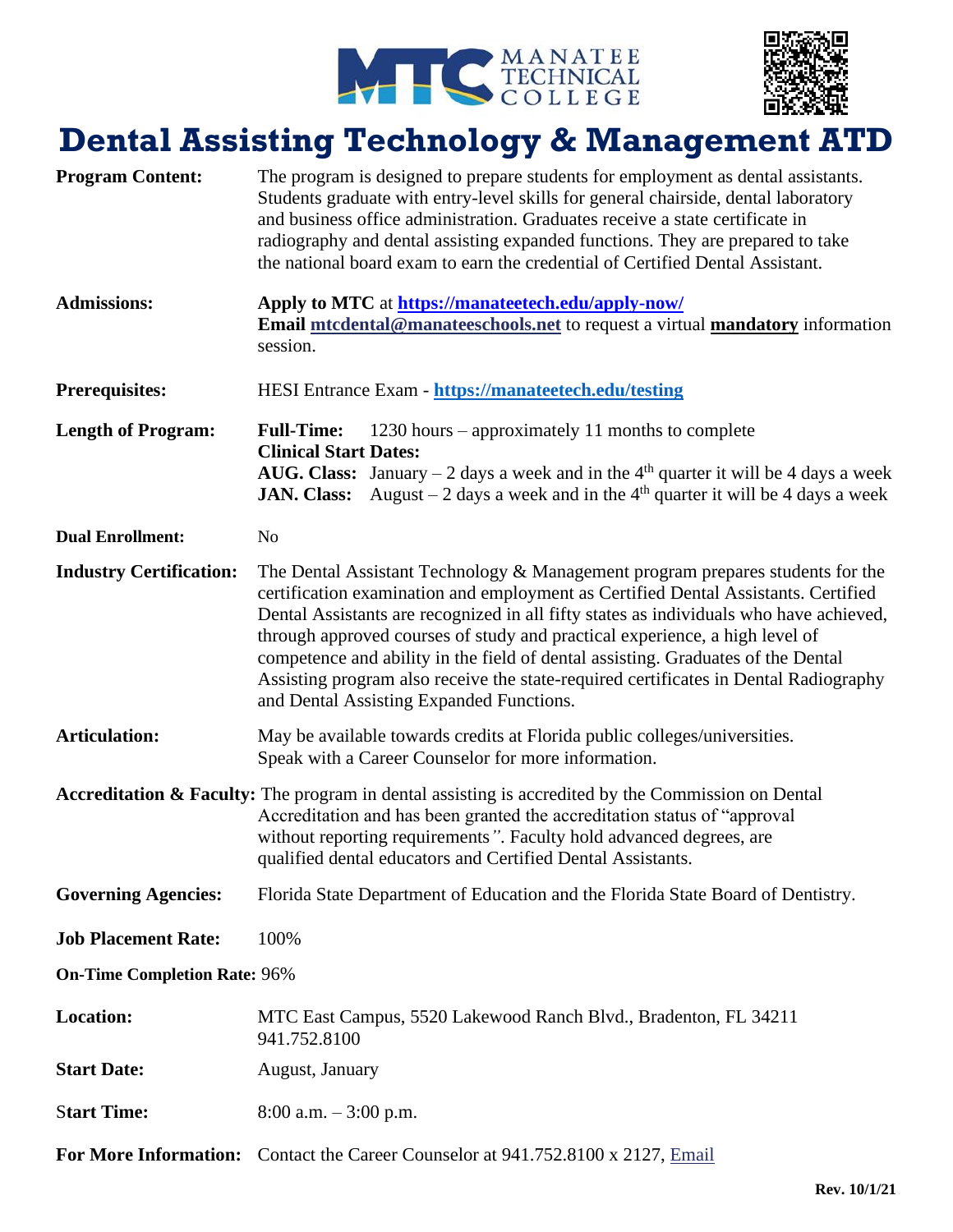MANATEE TECHNICAL COLLEGE

# Dental Assisting Technology & Management ATD

**Program Content:** The program is designed to prepare students for employment as dental assistants. Students graduate with entry-level skills for general chairside, dental laboratory and business office administration. Graduates receive a state certificate in radiography and dental assisting expanded functions. They are prepared to take the national board exam to earn the credential of Certified Dental Assistant.

**Admissions:** **Apply to MTC** at **https://manateetech.edu/apply-now/**
**Email** mtcdental@manateeschools.net to request a virtual **mandatory** information session.

**Prerequisites:** HESI Entrance Exam - **https://manateetech.edu/testing**

**Length of Program:** **Full-Time:** 1230 hours – approximately 11 months to complete
**Clinical Start Dates:**
**AUG. Class:** January – 2 days a week and in the 4th quarter it will be 4 days a week
**JAN. Class:** August – 2 days a week and in the 4th quarter it will be 4 days a week

**Dual Enrollment:** No

**Industry Certification:** The Dental Assistant Technology & Management program prepares students for the certification examination and employment as Certified Dental Assistants. Certified Dental Assistants are recognized in all fifty states as individuals who have achieved, through approved courses of study and practical experience, a high level of competence and ability in the field of dental assisting. Graduates of the Dental Assisting program also receive the state-required certificates in Dental Radiography and Dental Assisting Expanded Functions.

**Articulation:** May be available towards credits at Florida public colleges/universities. Speak with a Career Counselor for more information.

**Accreditation & Faculty:** The program in dental assisting is accredited by the Commission on Dental Accreditation and has been granted the accreditation status of "approval without reporting requirements". Faculty hold advanced degrees, are qualified dental educators and Certified Dental Assistants.

**Governing Agencies:** Florida State Department of Education and the Florida State Board of Dentistry.

**Job Placement Rate:** 100%

**On-Time Completion Rate:** 96%

**Location:** MTC East Campus, 5520 Lakewood Ranch Blvd., Bradenton, FL 34211
941.752.8100

**Start Date:** August, January

**Start Time:** 8:00 a.m. – 3:00 p.m.

**For More Information:** Contact the Career Counselor at 941.752.8100 x 2127, Email

Rev. 10/1/21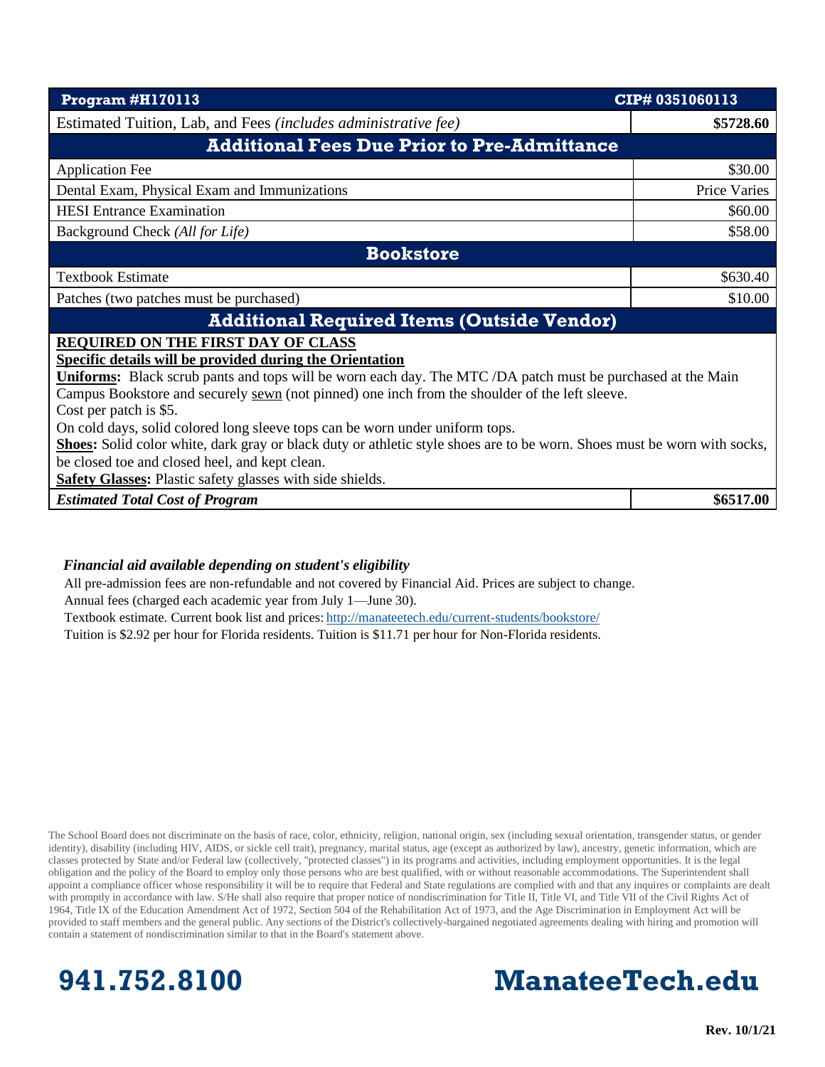| Program #H170113 | CIP# 0351060113 |
|---|---|
| Estimated Tuition, Lab, and Fees *(includes administrative fee)* | **$5728.60** |
| **Additional Fees Due Prior to Pre-Admittance** | |
| Application Fee | $30.00 |
| Dental Exam, Physical Exam and Immunizations | Price Varies |
| HESI Entrance Examination | $60.00 |
| Background Check *(All for Life)* | $58.00 |
| **Bookstore** | |
| Textbook Estimate | $630.40 |
| Patches (two patches must be purchased) | $10.00 |
| **Additional Required Items (Outside Vendor)** | |
| **REQUIRED ON THE FIRST DAY OF CLASS**<br>**Specific details will be provided during the Orientation**<br>**Uniforms:** Black scrub pants and tops will be worn each day. The MTC /DA patch must be purchased at the Main Campus Bookstore and securely sewn (not pinned) one inch from the shoulder of the left sleeve.<br>Cost per patch is $5.<br>On cold days, solid colored long sleeve tops can be worn under uniform tops.<br>**Shoes:** Solid color white, dark gray or black duty or athletic style shoes are to be worn. Shoes must be worn with socks, be closed toe and closed heel, and kept clean.<br>**Safety Glasses:** Plastic safety glasses with side shields. | |
| ***Estimated Total Cost of Program*** | **$6517.00** |

***Financial aid available depending on student's eligibility***

All pre-admission fees are non-refundable and not covered by Financial Aid. Prices are subject to change.

Annual fees (charged each academic year from July 1—June 30).

Textbook estimate. Current book list and prices: http://manateetech.edu/current-students/bookstore/

Tuition is $2.92 per hour for Florida residents. Tuition is $11.71 per hour for Non-Florida residents.

The School Board does not discriminate on the basis of race, color, ethnicity, religion, national origin, sex (including sexual orientation, transgender status, or gender identity), disability (including HIV, AIDS, or sickle cell trait), pregnancy, marital status, age (except as authorized by law), ancestry, genetic information, which are classes protected by State and/or Federal law (collectively, "protected classes") in its programs and activities, including employment opportunities. It is the legal obligation and the policy of the Board to employ only those persons who are best qualified, with or without reasonable accommodations. The Superintendent shall appoint a compliance officer whose responsibility it will be to require that Federal and State regulations are complied with and that any inquires or complaints are dealt with promptly in accordance with law. S/He shall also require that proper notice of nondiscrimination for Title II, Title VI, and Title VII of the Civil Rights Act of 1964, Title IX of the Education Amendment Act of 1972, Section 504 of the Rehabilitation Act of 1973, and the Age Discrimination in Employment Act will be provided to staff members and the general public. Any sections of the District's collectively-bargained negotiated agreements dealing with hiring and promotion will contain a statement of nondiscrimination similar to that in the Board's statement above.

**941.752.8100** **ManateeTech.edu**

Rev. 10/1/21